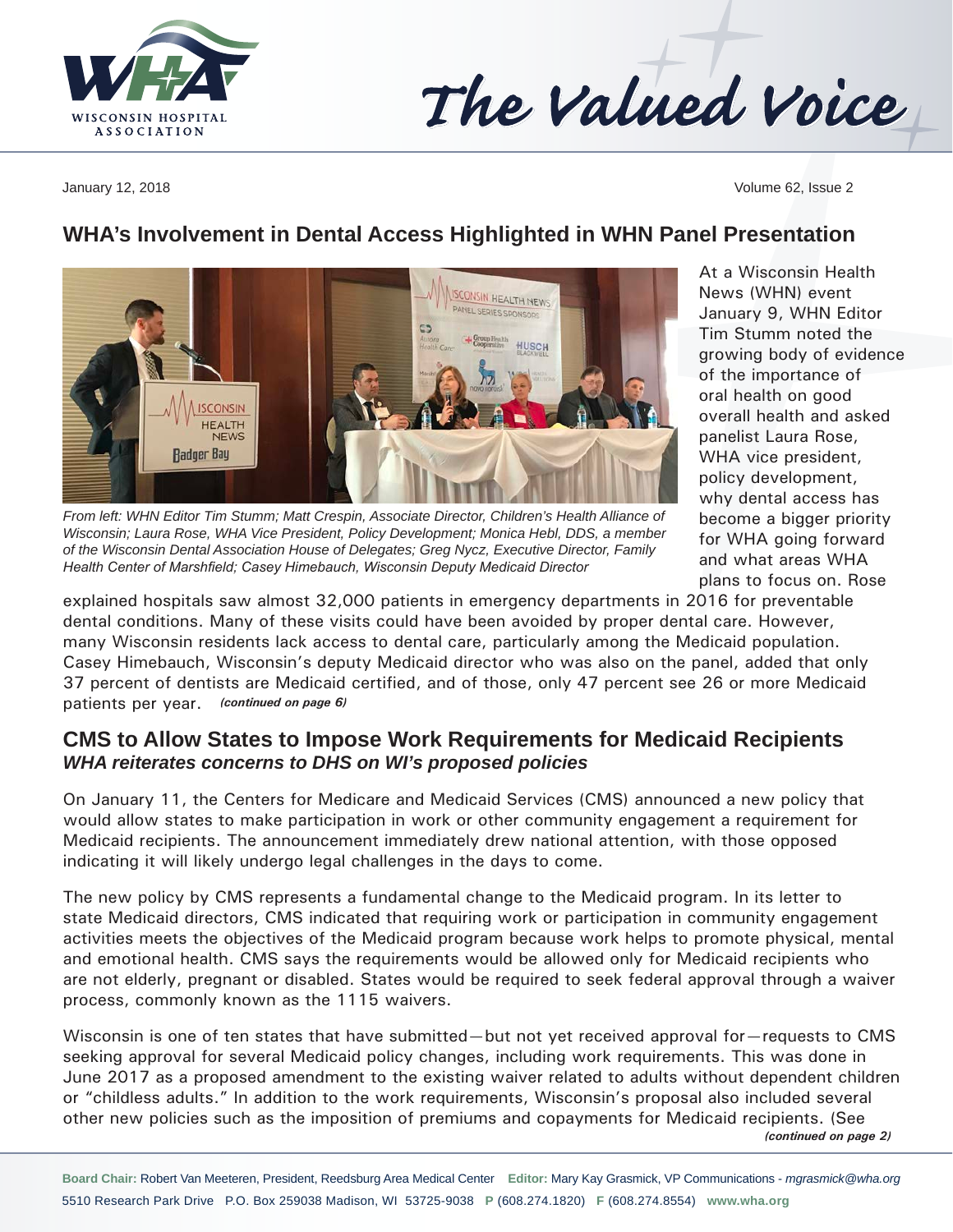# The Valued Voice

January 12, 2018 — Volume 62, Issue 2

## WHA's Involvement in Dental Access Highlighted in WHN Panel Presentation

*From left: WHN Editor Tim Stumm; Matt Crespin, Associate Director, Children's Health Alliance of Wisconsin; Laura Rose, WHA Vice President, Policy Development; Monica Hebl, DDS, a member of the Wisconsin Dental Association House of Delegates; Greg Nycz, Executive Director, Family Health Center of Marshfield; Casey Himebauch, Wisconsin Deputy Medicaid Director*

At a Wisconsin Health News (WHN) event January 9, WHN Editor Tim Stumm noted the growing body of evidence of the importance of oral health on good overall health and asked panelist Laura Rose, WHA vice president, policy development, why dental access has become a bigger priority for WHA going forward and what areas WHA plans to focus on. Rose explained hospitals saw almost 32,000 patients in emergency departments in 2016 for preventable dental conditions. Many of these visits could have been avoided by proper dental care. However, many Wisconsin residents lack access to dental care, particularly among the Medicaid population. Casey Himebauch, Wisconsin's deputy Medicaid director who was also on the panel, added that only 37 percent of dentists are Medicaid certified, and of those, only 47 percent see 26 or more Medicaid patients per year. ***(continued on page 6)***

## CMS to Allow States to Impose Work Requirements for Medicaid Recipients

### *WHA reiterates concerns to DHS on WI's proposed policies*

On January 11, the Centers for Medicare and Medicaid Services (CMS) announced a new policy that would allow states to make participation in work or other community engagement a requirement for Medicaid recipients. The announcement immediately drew national attention, with those opposed indicating it will likely undergo legal challenges in the days to come.

The new policy by CMS represents a fundamental change to the Medicaid program. In its letter to state Medicaid directors, CMS indicated that requiring work or participation in community engagement activities meets the objectives of the Medicaid program because work helps to promote physical, mental and emotional health. CMS says the requirements would be allowed only for Medicaid recipients who are not elderly, pregnant or disabled. States would be required to seek federal approval through a waiver process, commonly known as the 1115 waivers.

Wisconsin is one of ten states that have submitted—but not yet received approval for—requests to CMS seeking approval for several Medicaid policy changes, including work requirements. This was done in June 2017 as a proposed amendment to the existing waiver related to adults without dependent children or "childless adults." In addition to the work requirements, Wisconsin's proposal also included several other new policies such as the imposition of premiums and copayments for Medicaid recipients. (See ***(continued on page 2)***

**Board Chair:** Robert Van Meeteren, President, Reedsburg Area Medical Center **Editor:** Mary Kay Grasmick, VP Communications - *mgrasmick@wha.org*
5510 Research Park Drive P.O. Box 259038 Madison, WI 53725-9038 **P** (608.274.1820) **F** (608.274.8554) **www.wha.org**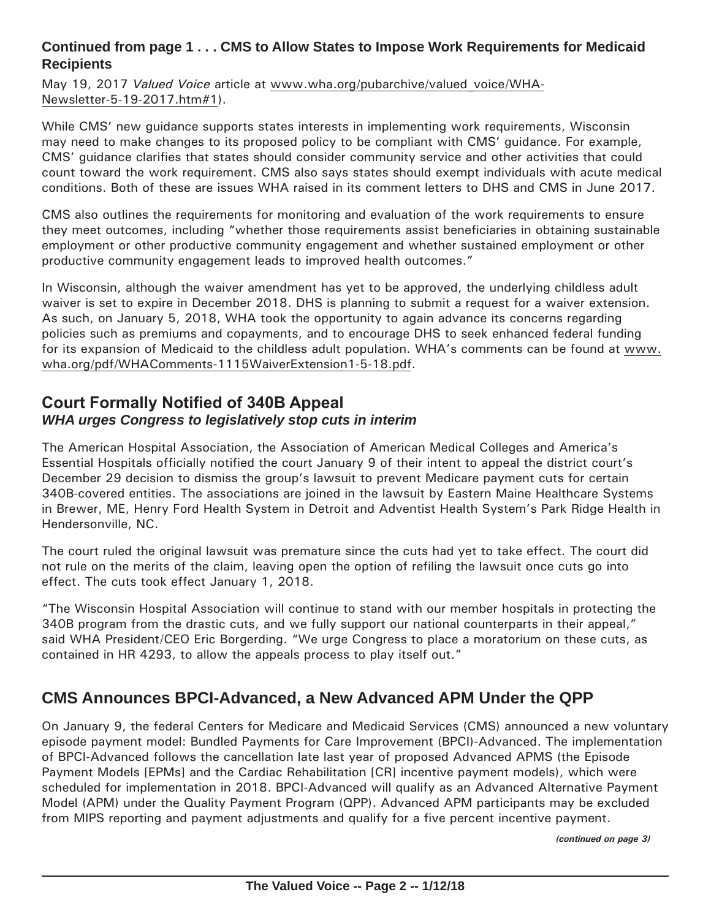**Continued from page 1 . . . CMS to Allow States to Impose Work Requirements for Medicaid Recipients**

May 19, 2017 *Valued Voice* article at www.wha.org/pubarchive/valued_voice/WHA-Newsletter-5-19-2017.htm#1).

While CMS' new guidance supports states interests in implementing work requirements, Wisconsin may need to make changes to its proposed policy to be compliant with CMS' guidance. For example, CMS' guidance clarifies that states should consider community service and other activities that could count toward the work requirement. CMS also says states should exempt individuals with acute medical conditions. Both of these are issues WHA raised in its comment letters to DHS and CMS in June 2017.

CMS also outlines the requirements for monitoring and evaluation of the work requirements to ensure they meet outcomes, including "whether those requirements assist beneficiaries in obtaining sustainable employment or other productive community engagement and whether sustained employment or other productive community engagement leads to improved health outcomes."

In Wisconsin, although the waiver amendment has yet to be approved, the underlying childless adult waiver is set to expire in December 2018. DHS is planning to submit a request for a waiver extension. As such, on January 5, 2018, WHA took the opportunity to again advance its concerns regarding policies such as premiums and copayments, and to encourage DHS to seek enhanced federal funding for its expansion of Medicaid to the childless adult population. WHA's comments can be found at www.wha.org/pdf/WHAComments-1115WaiverExtension1-5-18.pdf.

## Court Formally Notified of 340B Appeal

***WHA urges Congress to legislatively stop cuts in interim***

The American Hospital Association, the Association of American Medical Colleges and America's Essential Hospitals officially notified the court January 9 of their intent to appeal the district court's December 29 decision to dismiss the group's lawsuit to prevent Medicare payment cuts for certain 340B-covered entities. The associations are joined in the lawsuit by Eastern Maine Healthcare Systems in Brewer, ME, Henry Ford Health System in Detroit and Adventist Health System's Park Ridge Health in Hendersonville, NC.

The court ruled the original lawsuit was premature since the cuts had yet to take effect. The court did not rule on the merits of the claim, leaving open the option of refiling the lawsuit once cuts go into effect. The cuts took effect January 1, 2018.

"The Wisconsin Hospital Association will continue to stand with our member hospitals in protecting the 340B program from the drastic cuts, and we fully support our national counterparts in their appeal," said WHA President/CEO Eric Borgerding. "We urge Congress to place a moratorium on these cuts, as contained in HR 4293, to allow the appeals process to play itself out."

## CMS Announces BPCI-Advanced, a New Advanced APM Under the QPP

On January 9, the federal Centers for Medicare and Medicaid Services (CMS) announced a new voluntary episode payment model: Bundled Payments for Care Improvement (BPCI)-Advanced. The implementation of BPCI-Advanced follows the cancellation late last year of proposed Advanced APMS (the Episode Payment Models [EPMs] and the Cardiac Rehabilitation [CR] incentive payment models), which were scheduled for implementation in 2018. BPCI-Advanced will qualify as an Advanced Alternative Payment Model (APM) under the Quality Payment Program (QPP). Advanced APM participants may be excluded from MIPS reporting and payment adjustments and qualify for a five percent incentive payment.

*(continued on page 3)*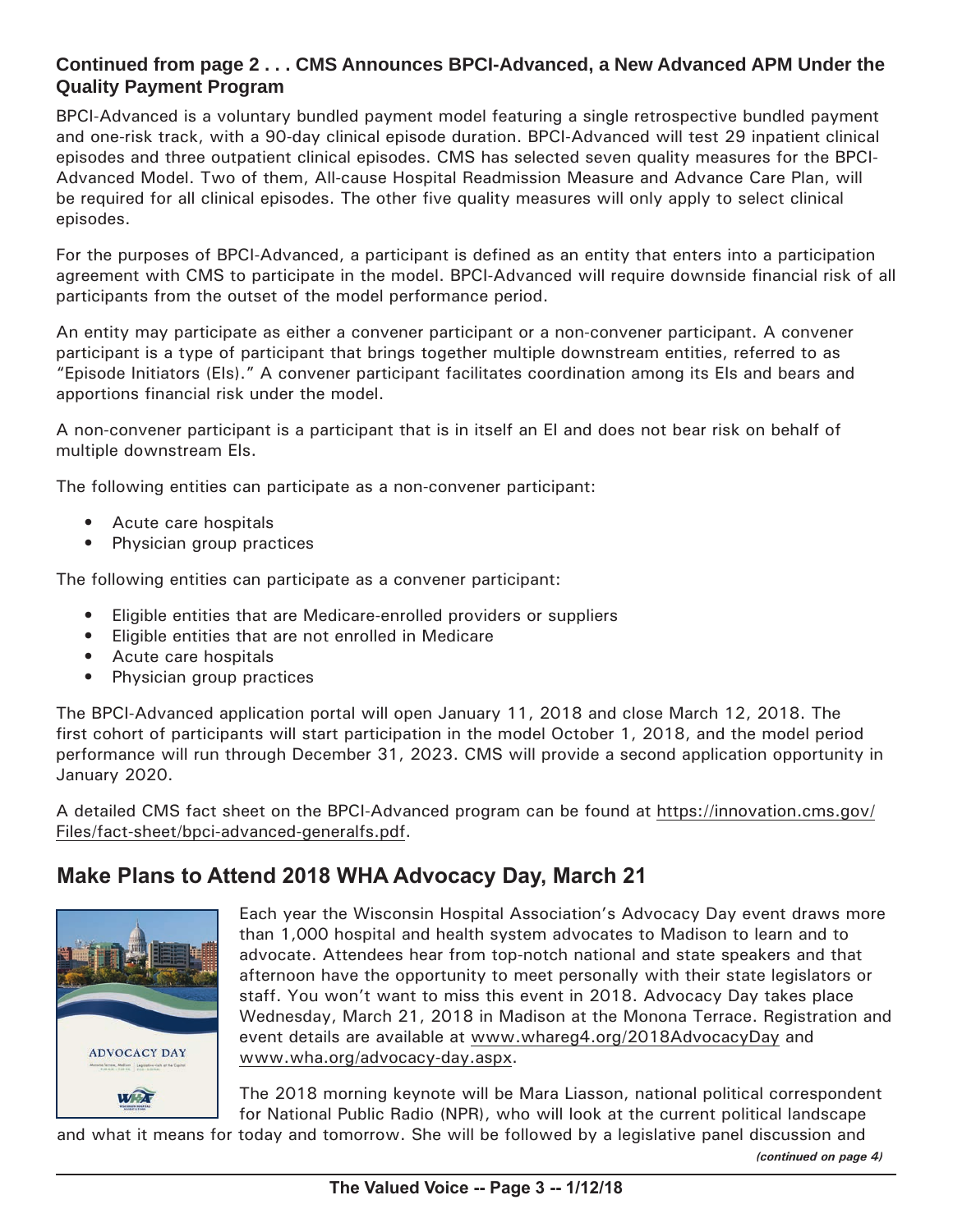### Continued from page 2 . . . CMS Announces BPCI-Advanced, a New Advanced APM Under the Quality Payment Program

BPCI-Advanced is a voluntary bundled payment model featuring a single retrospective bundled payment and one-risk track, with a 90-day clinical episode duration. BPCI-Advanced will test 29 inpatient clinical episodes and three outpatient clinical episodes. CMS has selected seven quality measures for the BPCI-Advanced Model. Two of them, All-cause Hospital Readmission Measure and Advance Care Plan, will be required for all clinical episodes. The other five quality measures will only apply to select clinical episodes.

For the purposes of BPCI-Advanced, a participant is defined as an entity that enters into a participation agreement with CMS to participate in the model. BPCI-Advanced will require downside financial risk of all participants from the outset of the model performance period.

An entity may participate as either a convener participant or a non-convener participant. A convener participant is a type of participant that brings together multiple downstream entities, referred to as "Episode Initiators (EIs)." A convener participant facilitates coordination among its EIs and bears and apportions financial risk under the model.

A non-convener participant is a participant that is in itself an EI and does not bear risk on behalf of multiple downstream EIs.

The following entities can participate as a non-convener participant:

- Acute care hospitals
- Physician group practices

The following entities can participate as a convener participant:

- Eligible entities that are Medicare-enrolled providers or suppliers
- Eligible entities that are not enrolled in Medicare
- Acute care hospitals
- Physician group practices

The BPCI-Advanced application portal will open January 11, 2018 and close March 12, 2018. The first cohort of participants will start participation in the model October 1, 2018, and the model period performance will run through December 31, 2023. CMS will provide a second application opportunity in January 2020.

A detailed CMS fact sheet on the BPCI-Advanced program can be found at https://innovation.cms.gov/Files/fact-sheet/bpci-advanced-generalfs.pdf.

## Make Plans to Attend 2018 WHA Advocacy Day, March 21

Each year the Wisconsin Hospital Association's Advocacy Day event draws more than 1,000 hospital and health system advocates to Madison to learn and to advocate. Attendees hear from top-notch national and state speakers and that afternoon have the opportunity to meet personally with their state legislators or staff. You won't want to miss this event in 2018. Advocacy Day takes place Wednesday, March 21, 2018 in Madison at the Monona Terrace. Registration and event details are available at www.whareg4.org/2018AdvocacyDay and www.wha.org/advocacy-day.aspx.

The 2018 morning keynote will be Mara Liasson, national political correspondent for National Public Radio (NPR), who will look at the current political landscape and what it means for today and tomorrow. She will be followed by a legislative panel discussion and

*(continued on page 4)*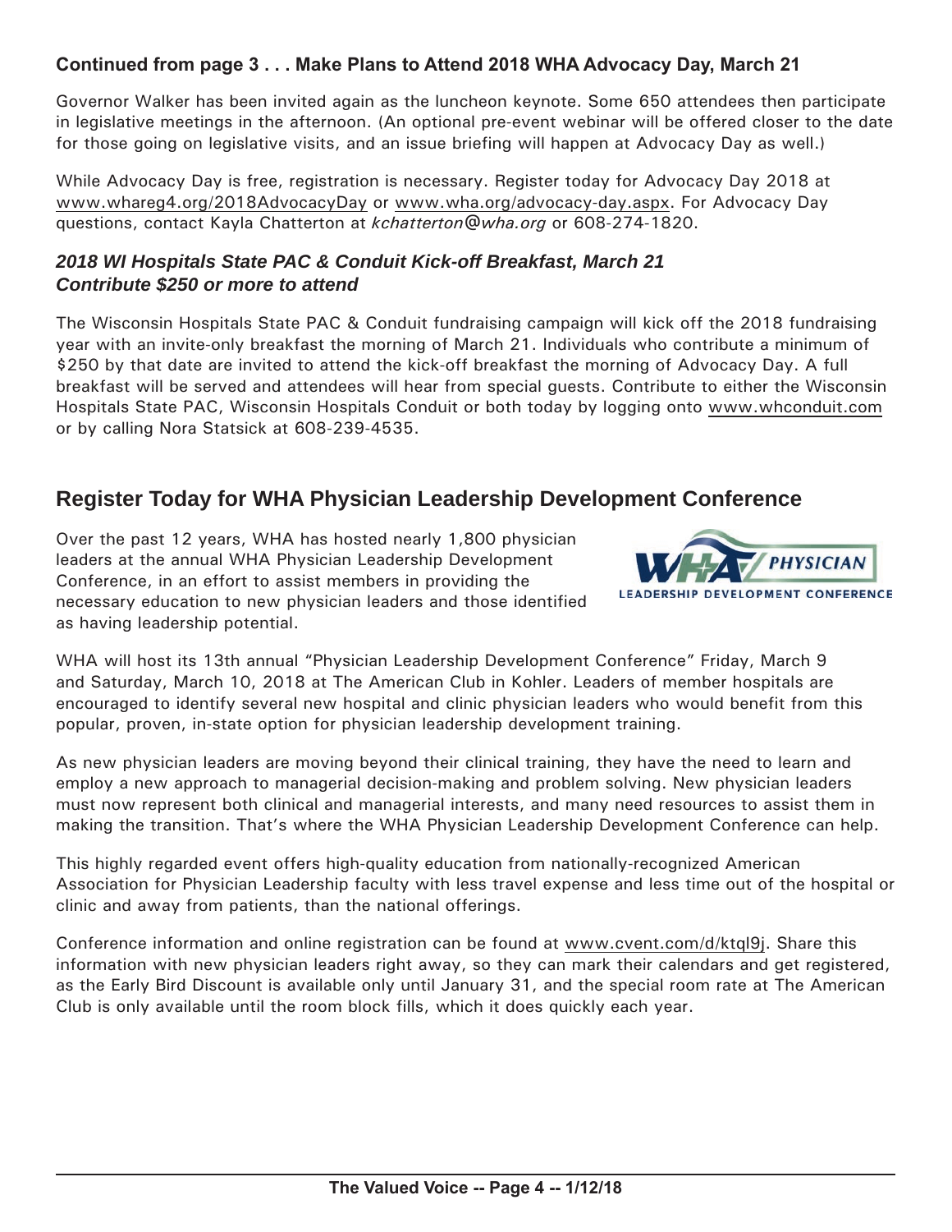### Continued from page 3 . . . Make Plans to Attend 2018 WHA Advocacy Day, March 21

Governor Walker has been invited again as the luncheon keynote. Some 650 attendees then participate in legislative meetings in the afternoon. (An optional pre-event webinar will be offered closer to the date for those going on legislative visits, and an issue briefing will happen at Advocacy Day as well.)

While Advocacy Day is free, registration is necessary. Register today for Advocacy Day 2018 at www.whareg4.org/2018AdvocacyDay or www.wha.org/advocacy-day.aspx. For Advocacy Day questions, contact Kayla Chatterton at *kchatterton@wha.org* or 608-274-1820.

### *2018 WI Hospitals State PAC & Conduit Kick-off Breakfast, March 21*
### *Contribute $250 or more to attend*

The Wisconsin Hospitals State PAC & Conduit fundraising campaign will kick off the 2018 fundraising year with an invite-only breakfast the morning of March 21. Individuals who contribute a minimum of $250 by that date are invited to attend the kick-off breakfast the morning of Advocacy Day. A full breakfast will be served and attendees will hear from special guests. Contribute to either the Wisconsin Hospitals State PAC, Wisconsin Hospitals Conduit or both today by logging onto www.whconduit.com or by calling Nora Statsick at 608-239-4535.

## Register Today for WHA Physician Leadership Development Conference

Over the past 12 years, WHA has hosted nearly 1,800 physician leaders at the annual WHA Physician Leadership Development Conference, in an effort to assist members in providing the necessary education to new physician leaders and those identified as having leadership potential.

WHA will host its 13th annual "Physician Leadership Development Conference" Friday, March 9 and Saturday, March 10, 2018 at The American Club in Kohler. Leaders of member hospitals are encouraged to identify several new hospital and clinic physician leaders who would benefit from this popular, proven, in-state option for physician leadership development training.

As new physician leaders are moving beyond their clinical training, they have the need to learn and employ a new approach to managerial decision-making and problem solving. New physician leaders must now represent both clinical and managerial interests, and many need resources to assist them in making the transition. That's where the WHA Physician Leadership Development Conference can help.

This highly regarded event offers high-quality education from nationally-recognized American Association for Physician Leadership faculty with less travel expense and less time out of the hospital or clinic and away from patients, than the national offerings.

Conference information and online registration can be found at www.cvent.com/d/ktql9j. Share this information with new physician leaders right away, so they can mark their calendars and get registered, as the Early Bird Discount is available only until January 31, and the special room rate at The American Club is only available until the room block fills, which it does quickly each year.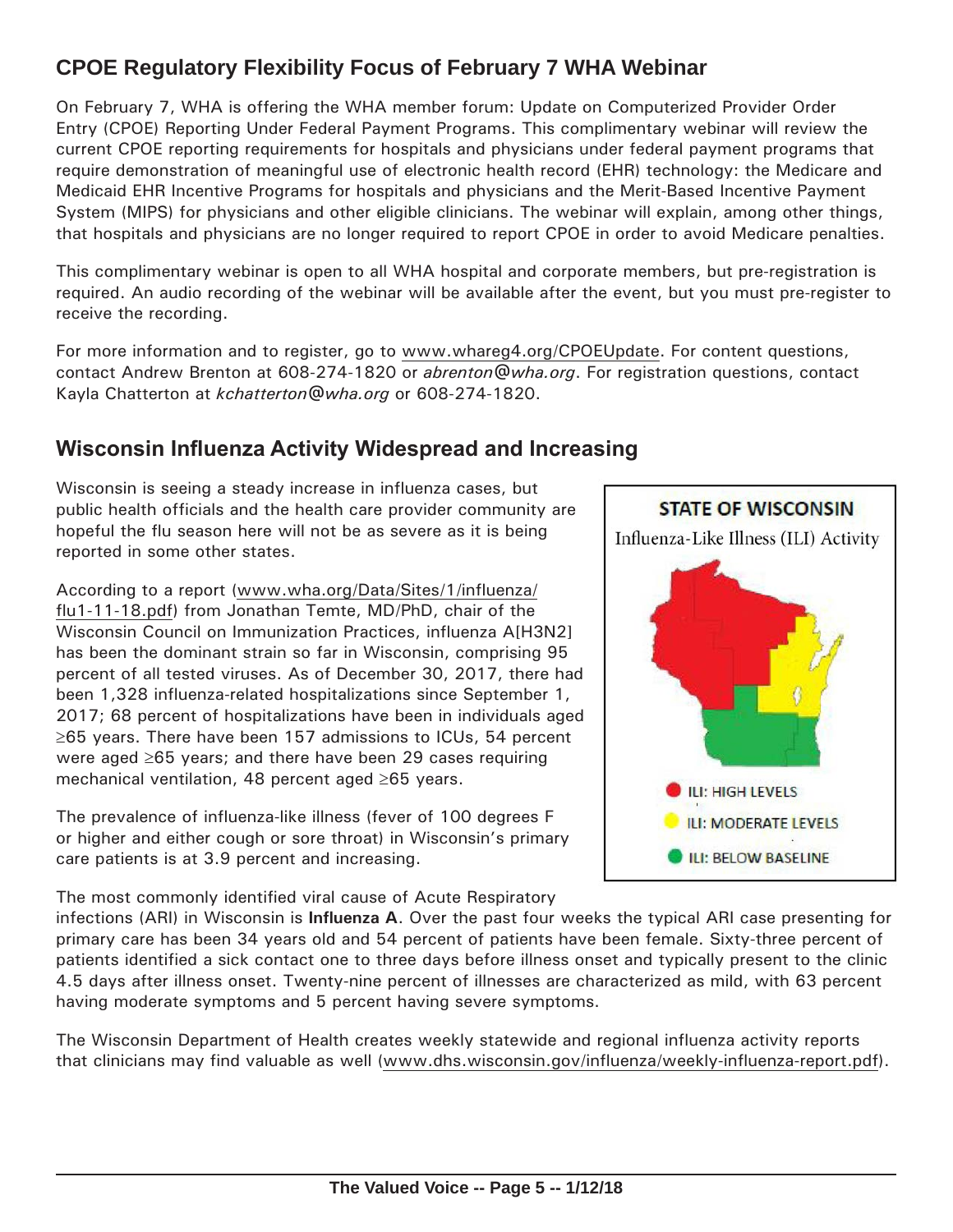## CPOE Regulatory Flexibility Focus of February 7 WHA Webinar

On February 7, WHA is offering the WHA member forum: Update on Computerized Provider Order Entry (CPOE) Reporting Under Federal Payment Programs. This complimentary webinar will review the current CPOE reporting requirements for hospitals and physicians under federal payment programs that require demonstration of meaningful use of electronic health record (EHR) technology: the Medicare and Medicaid EHR Incentive Programs for hospitals and physicians and the Merit-Based Incentive Payment System (MIPS) for physicians and other eligible clinicians. The webinar will explain, among other things, that hospitals and physicians are no longer required to report CPOE in order to avoid Medicare penalties.

This complimentary webinar is open to all WHA hospital and corporate members, but pre-registration is required. An audio recording of the webinar will be available after the event, but you must pre-register to receive the recording.

For more information and to register, go to www.whareg4.org/CPOEUpdate. For content questions, contact Andrew Brenton at 608-274-1820 or *abrenton@wha.org*. For registration questions, contact Kayla Chatterton at *kchatterton@wha.org* or 608-274-1820.

## Wisconsin Influenza Activity Widespread and Increasing

Wisconsin is seeing a steady increase in influenza cases, but public health officials and the health care provider community are hopeful the flu season here will not be as severe as it is being reported in some other states.

According to a report (www.wha.org/Data/Sites/1/influenza/flu1-11-18.pdf) from Jonathan Temte, MD/PhD, chair of the Wisconsin Council on Immunization Practices, influenza A[H3N2] has been the dominant strain so far in Wisconsin, comprising 95 percent of all tested viruses. As of December 30, 2017, there had been 1,328 influenza-related hospitalizations since September 1, 2017; 68 percent of hospitalizations have been in individuals aged ≥65 years. There have been 157 admissions to ICUs, 54 percent were aged ≥65 years; and there have been 29 cases requiring mechanical ventilation, 48 percent aged ≥65 years.

The prevalence of influenza-like illness (fever of 100 degrees F or higher and either cough or sore throat) in Wisconsin's primary care patients is at 3.9 percent and increasing.

**STATE OF WISCONSIN**

Influenza-Like Illness (ILI) Activity

- ILI: HIGH LEVELS
- ILI: MODERATE LEVELS
- ILI: BELOW BASELINE

The most commonly identified viral cause of Acute Respiratory infections (ARI) in Wisconsin is **Influenza A**. Over the past four weeks the typical ARI case presenting for primary care has been 34 years old and 54 percent of patients have been female. Sixty-three percent of patients identified a sick contact one to three days before illness onset and typically present to the clinic 4.5 days after illness onset. Twenty-nine percent of illnesses are characterized as mild, with 63 percent having moderate symptoms and 5 percent having severe symptoms.

The Wisconsin Department of Health creates weekly statewide and regional influenza activity reports that clinicians may find valuable as well (www.dhs.wisconsin.gov/influenza/weekly-influenza-report.pdf).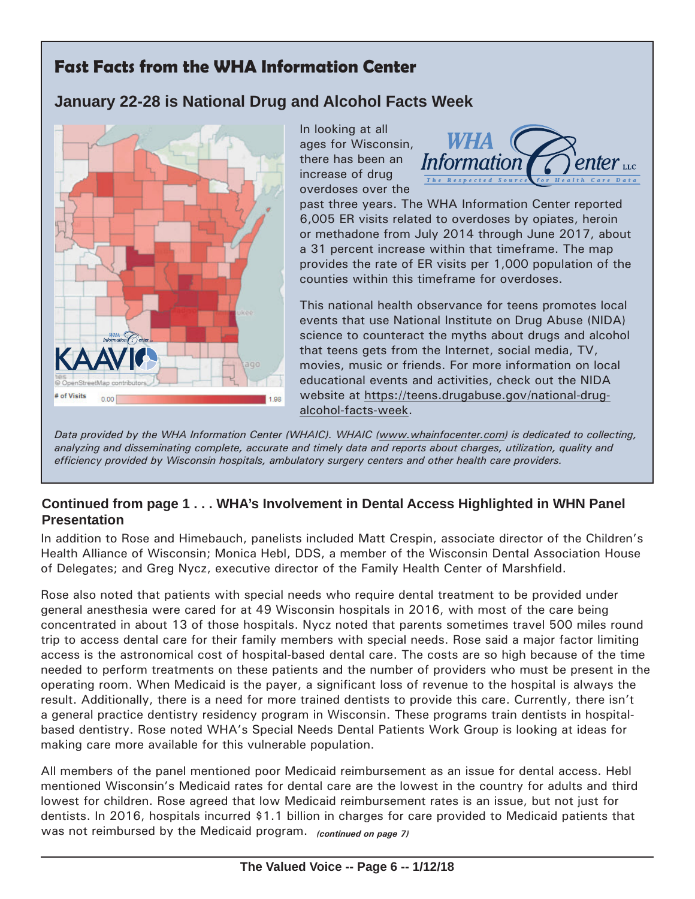## Fast Facts from the WHA Information Center

### January 22-28 is National Drug and Alcohol Facts Week

In looking at all ages for Wisconsin, there has been an increase of drug overdoses over the past three years. The WHA Information Center reported 6,005 ER visits related to overdoses by opiates, heroin or methadone from July 2014 through June 2017, about a 31 percent increase within that timeframe. The map provides the rate of ER visits per 1,000 population of the counties within this timeframe for overdoses.

This national health observance for teens promotes local events that use National Institute on Drug Abuse (NIDA) science to counteract the myths about drugs and alcohol that teens gets from the Internet, social media, TV, movies, music or friends. For more information on local educational events and activities, check out the NIDA website at https://teens.drugabuse.gov/national-drug-alcohol-facts-week.

*Data provided by the WHA Information Center (WHAIC). WHAIC (www.whainfocenter.com) is dedicated to collecting, analyzing and disseminating complete, accurate and timely data and reports about charges, utilization, quality and efficiency provided by Wisconsin hospitals, ambulatory surgery centers and other health care providers.*

### Continued from page 1 . . . WHA's Involvement in Dental Access Highlighted in WHN Panel Presentation

In addition to Rose and Himebauch, panelists included Matt Crespin, associate director of the Children's Health Alliance of Wisconsin; Monica Hebl, DDS, a member of the Wisconsin Dental Association House of Delegates; and Greg Nycz, executive director of the Family Health Center of Marshfield.

Rose also noted that patients with special needs who require dental treatment to be provided under general anesthesia were cared for at 49 Wisconsin hospitals in 2016, with most of the care being concentrated in about 13 of those hospitals. Nycz noted that parents sometimes travel 500 miles round trip to access dental care for their family members with special needs. Rose said a major factor limiting access is the astronomical cost of hospital-based dental care. The costs are so high because of the time needed to perform treatments on these patients and the number of providers who must be present in the operating room. When Medicaid is the payer, a significant loss of revenue to the hospital is always the result. Additionally, there is a need for more trained dentists to provide this care. Currently, there isn't a general practice dentistry residency program in Wisconsin. These programs train dentists in hospital-based dentistry. Rose noted WHA's Special Needs Dental Patients Work Group is looking at ideas for making care more available for this vulnerable population.

All members of the panel mentioned poor Medicaid reimbursement as an issue for dental access. Hebl mentioned Wisconsin's Medicaid rates for dental care are the lowest in the country for adults and third lowest for children. Rose agreed that low Medicaid reimbursement rates is an issue, but not just for dentists. In 2016, hospitals incurred $1.1 billion in charges for care provided to Medicaid patients that was not reimbursed by the Medicaid program. ***(continued on page 7)***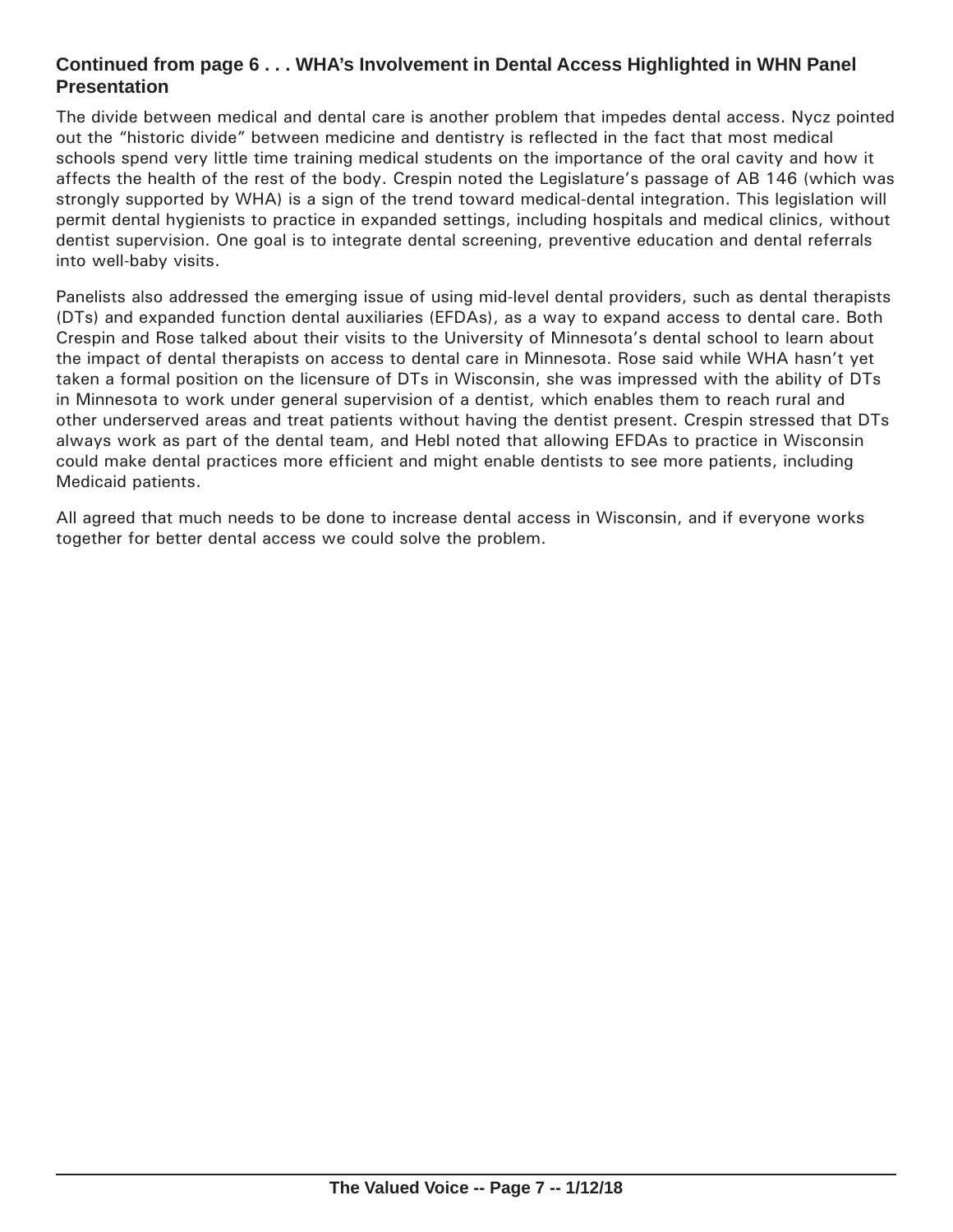### Continued from page 6 . . . WHA's Involvement in Dental Access Highlighted in WHN Panel Presentation

The divide between medical and dental care is another problem that impedes dental access. Nycz pointed out the "historic divide" between medicine and dentistry is reflected in the fact that most medical schools spend very little time training medical students on the importance of the oral cavity and how it affects the health of the rest of the body. Crespin noted the Legislature's passage of AB 146 (which was strongly supported by WHA) is a sign of the trend toward medical-dental integration. This legislation will permit dental hygienists to practice in expanded settings, including hospitals and medical clinics, without dentist supervision. One goal is to integrate dental screening, preventive education and dental referrals into well-baby visits.

Panelists also addressed the emerging issue of using mid-level dental providers, such as dental therapists (DTs) and expanded function dental auxiliaries (EFDAs), as a way to expand access to dental care. Both Crespin and Rose talked about their visits to the University of Minnesota's dental school to learn about the impact of dental therapists on access to dental care in Minnesota. Rose said while WHA hasn't yet taken a formal position on the licensure of DTs in Wisconsin, she was impressed with the ability of DTs in Minnesota to work under general supervision of a dentist, which enables them to reach rural and other underserved areas and treat patients without having the dentist present. Crespin stressed that DTs always work as part of the dental team, and Hebl noted that allowing EFDAs to practice in Wisconsin could make dental practices more efficient and might enable dentists to see more patients, including Medicaid patients.

All agreed that much needs to be done to increase dental access in Wisconsin, and if everyone works together for better dental access we could solve the problem.